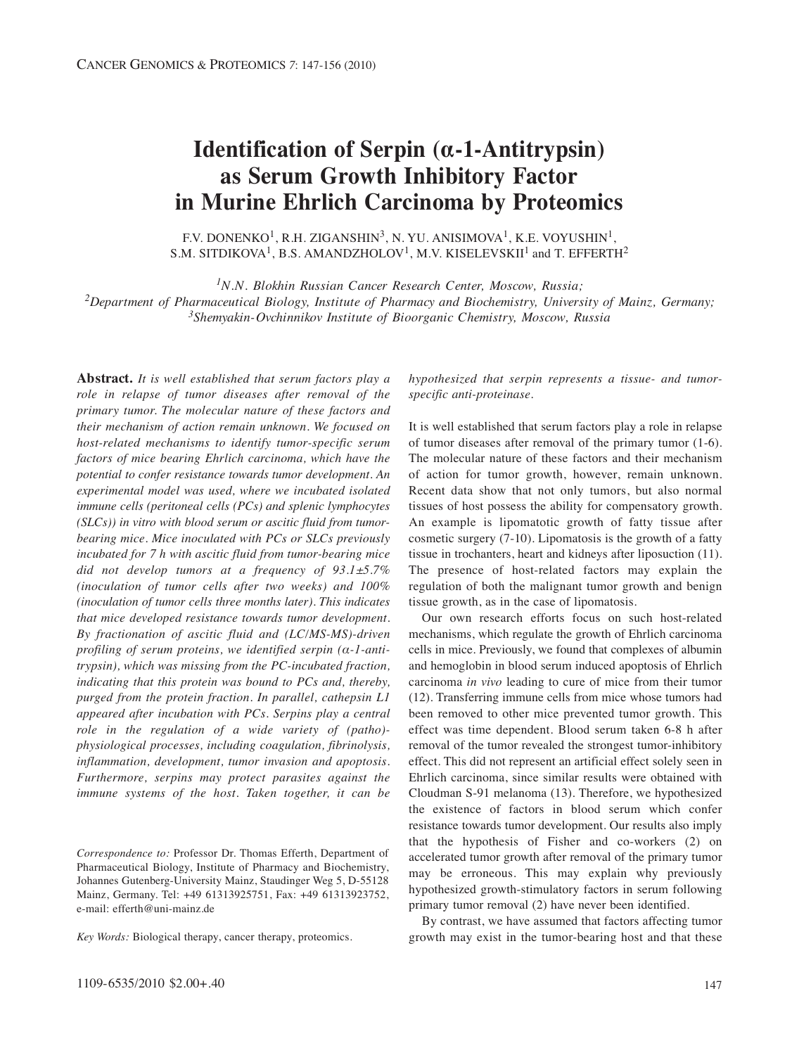# Identification of Serpin (α-1-Antitrypsin) as Serum Growth Inhibitory Factor in Murine Ehrlich Carcinoma by Proteomics

F.V. DONENKO[1], R.H. ZIGANSHIN[3], N. YU. ANISIMOVA[1], K.E. VOYUSHIN[1], S.M. SITDIKOVA[1], B.S. AMANDZHOLOV[1], M.V. KISELEVSKII[1] and T. EFFERTH[2]

[1]*N.N. Blokhin Russian Cancer Research Center, Moscow, Russia;*
[2]*Department of Pharmaceutical Biology, Institute of Pharmacy and Biochemistry, University of Mainz, Germany;*
[3]*Shemyakin-Ovchinnikov Institute of Bioorganic Chemistry, Moscow, Russia*

**Abstract.** *It is well established that serum factors play a role in relapse of tumor diseases after removal of the primary tumor. The molecular nature of these factors and their mechanism of action remain unknown. We focused on host-related mechanisms to identify tumor-specific serum factors of mice bearing Ehrlich carcinoma, which have the potential to confer resistance towards tumor development. An experimental model was used, where we incubated isolated immune cells (peritoneal cells (PCs) and splenic lymphocytes (SLCs)) in vitro with blood serum or ascitic fluid from tumor-bearing mice. Mice inoculated with PCs or SLCs previously incubated for 7 h with ascitic fluid from tumor-bearing mice did not develop tumors at a frequency of 93.1±5.7% (inoculation of tumor cells after two weeks) and 100% (inoculation of tumor cells three months later). This indicates that mice developed resistance towards tumor development. By fractionation of ascitic fluid and (LC/MS-MS)-driven profiling of serum proteins, we identified serpin (α-1-antitrypsin), which was missing from the PC-incubated fraction, indicating that this protein was bound to PCs and, thereby, purged from the protein fraction. In parallel, cathepsin L1 appeared after incubation with PCs. Serpins play a central role in the regulation of a wide variety of (patho)-physiological processes, including coagulation, fibrinolysis, inflammation, development, tumor invasion and apoptosis. Furthermore, serpins may protect parasites against the immune systems of the host. Taken together, it can be hypothesized that serpin represents a tissue- and tumor-specific anti-proteinase.*

It is well established that serum factors play a role in relapse of tumor diseases after removal of the primary tumor (1-6). The molecular nature of these factors and their mechanism of action for tumor growth, however, remain unknown. Recent data show that not only tumors, but also normal tissues of host possess the ability for compensatory growth. An example is lipomatotic growth of fatty tissue after cosmetic surgery (7-10). Lipomatosis is the growth of a fatty tissue in trochanters, heart and kidneys after liposuction (11). The presence of host-related factors may explain the regulation of both the malignant tumor growth and benign tissue growth, as in the case of lipomatosis.

Our own research efforts focus on such host-related mechanisms, which regulate the growth of Ehrlich carcinoma cells in mice. Previously, we found that complexes of albumin and hemoglobin in blood serum induced apoptosis of Ehrlich carcinoma *in vivo* leading to cure of mice from their tumor (12). Transferring immune cells from mice whose tumors had been removed to other mice prevented tumor growth. This effect was time dependent. Blood serum taken 6-8 h after removal of the tumor revealed the strongest tumor-inhibitory effect. This did not represent an artificial effect solely seen in Ehrlich carcinoma, since similar results were obtained with Cloudman S-91 melanoma (13). Therefore, we hypothesized the existence of factors in blood serum which confer resistance towards tumor development. Our results also imply that the hypothesis of Fisher and co-workers (2) on accelerated tumor growth after removal of the primary tumor may be erroneous. This may explain why previously hypothesized growth-stimulatory factors in serum following primary tumor removal (2) have never been identified.

By contrast, we have assumed that factors affecting tumor growth may exist in the tumor-bearing host and that these

*Correspondence to:* Professor Dr. Thomas Efferth, Department of Pharmaceutical Biology, Institute of Pharmacy and Biochemistry, Johannes Gutenberg-University Mainz, Staudinger Weg 5, D-55128 Mainz, Germany. Tel: +49 61313925751, Fax: +49 61313923752, e-mail: efferth@uni-mainz.de

*Key Words:* Biological therapy, cancer therapy, proteomics.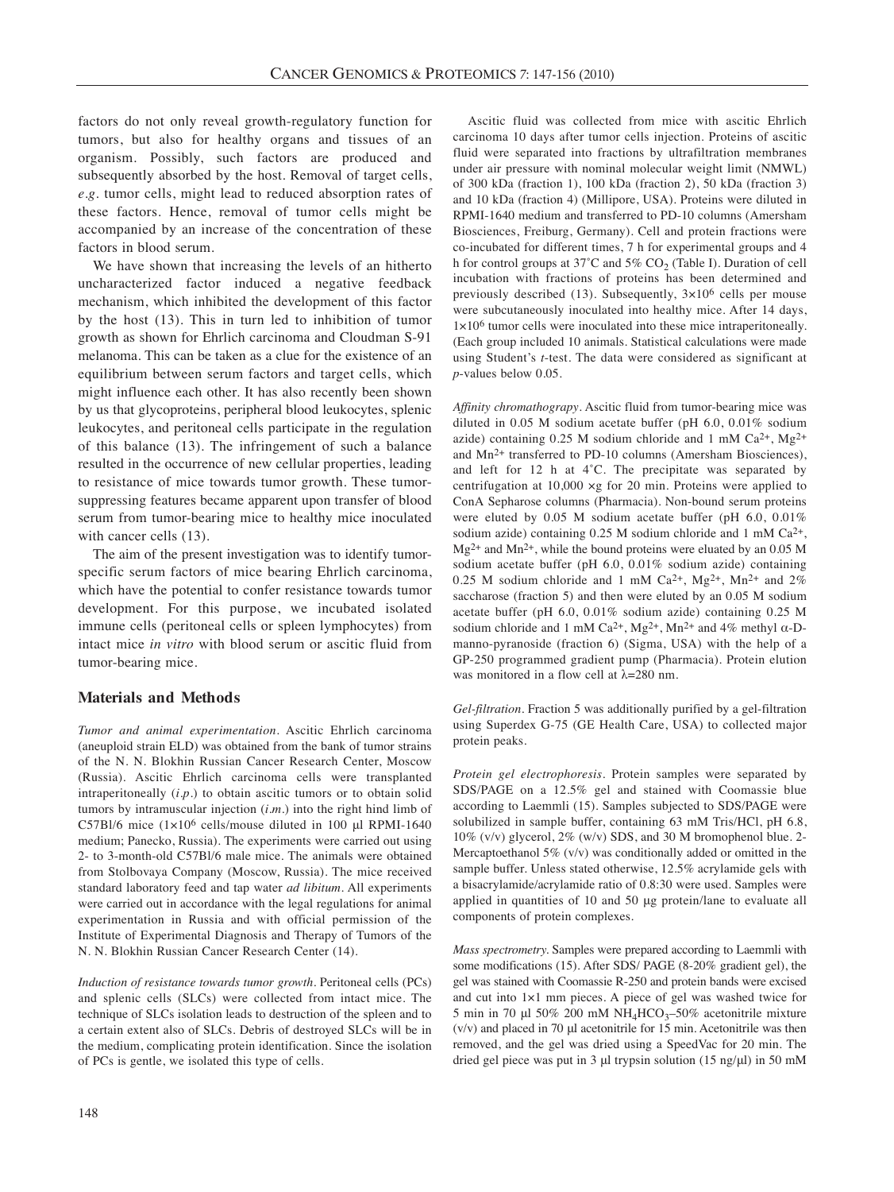factors do not only reveal growth-regulatory function for tumors, but also for healthy organs and tissues of an organism. Possibly, such factors are produced and subsequently absorbed by the host. Removal of target cells, *e.g.* tumor cells, might lead to reduced absorption rates of these factors. Hence, removal of tumor cells might be accompanied by an increase of the concentration of these factors in blood serum.

We have shown that increasing the levels of an hitherto uncharacterized factor induced a negative feedback mechanism, which inhibited the development of this factor by the host (13). This in turn led to inhibition of tumor growth as shown for Ehrlich carcinoma and Cloudman S-91 melanoma. This can be taken as a clue for the existence of an equilibrium between serum factors and target cells, which might influence each other. It has also recently been shown by us that glycoproteins, peripheral blood leukocytes, splenic leukocytes, and peritoneal cells participate in the regulation of this balance (13). The infringement of such a balance resulted in the occurrence of new cellular properties, leading to resistance of mice towards tumor growth. These tumor-suppressing features became apparent upon transfer of blood serum from tumor-bearing mice to healthy mice inoculated with cancer cells (13).

The aim of the present investigation was to identify tumor-specific serum factors of mice bearing Ehrlich carcinoma, which have the potential to confer resistance towards tumor development. For this purpose, we incubated isolated immune cells (peritoneal cells or spleen lymphocytes) from intact mice *in vitro* with blood serum or ascitic fluid from tumor-bearing mice.

## Materials and Methods

*Tumor and animal experimentation.* Ascitic Ehrlich carcinoma (aneuploid strain ELD) was obtained from the bank of tumor strains of the N. N. Blokhin Russian Cancer Research Center, Moscow (Russia). Ascitic Ehrlich carcinoma cells were transplanted intraperitoneally (*i.p.*) to obtain ascitic tumors or to obtain solid tumors by intramuscular injection (*i.m.*) into the right hind limb of C57Bl/6 mice ($1\times10^6$ cells/mouse diluted in 100 µl RPMI-1640 medium; Panecko, Russia). The experiments were carried out using 2- to 3-month-old C57Bl/6 male mice. The animals were obtained from Stolbovaya Company (Moscow, Russia). The mice received standard laboratory feed and tap water *ad libitum*. All experiments were carried out in accordance with the legal regulations for animal experimentation in Russia and with official permission of the Institute of Experimental Diagnosis and Therapy of Tumors of the N. N. Blokhin Russian Cancer Research Center (14).

*Induction of resistance towards tumor growth.* Peritoneal cells (PCs) and splenic cells (SLCs) were collected from intact mice. The technique of SLCs isolation leads to destruction of the spleen and to a certain extent also of SLCs. Debris of destroyed SLCs will be in the medium, complicating protein identification. Since the isolation of PCs is gentle, we isolated this type of cells.

Ascitic fluid was collected from mice with ascitic Ehrlich carcinoma 10 days after tumor cells injection. Proteins of ascitic fluid were separated into fractions by ultrafiltration membranes under air pressure with nominal molecular weight limit (NMWL) of 300 kDa (fraction 1), 100 kDa (fraction 2), 50 kDa (fraction 3) and 10 kDa (fraction 4) (Millipore, USA). Proteins were diluted in RPMI-1640 medium and transferred to PD-10 columns (Amersham Biosciences, Freiburg, Germany). Cell and protein fractions were co-incubated for different times, 7 h for experimental groups and 4 h for control groups at 37˚C and 5% $CO_2$ (Table I). Duration of cell incubation with fractions of proteins has been determined and previously described (13). Subsequently, $3\times10^6$ cells per mouse were subcutaneously inoculated into healthy mice. After 14 days, $1\times10^6$ tumor cells were inoculated into these mice intraperitoneally. (Each group included 10 animals. Statistical calculations were made using Student's *t*-test. The data were considered as significant at *p*-values below 0.05.

*Affinity chromathograpy.* Ascitic fluid from tumor-bearing mice was diluted in 0.05 M sodium acetate buffer (pH 6.0, 0.01% sodium azide) containing 0.25 M sodium chloride and 1 mM $Ca^{2+}$, $Mg^{2+}$ and $Mn^{2+}$ transferred to PD-10 columns (Amersham Biosciences), and left for 12 h at 4˚C. The precipitate was separated by centrifugation at 10,000 ×g for 20 min. Proteins were applied to ConA Sepharose columns (Pharmacia). Non-bound serum proteins were eluted by 0.05 M sodium acetate buffer (pH 6.0, 0.01% sodium azide) containing 0.25 M sodium chloride and 1 mM $Ca^{2+}$, $Mg^{2+}$ and $Mn^{2+}$, while the bound proteins were eluated by an 0.05 M sodium acetate buffer (pH 6.0, 0.01% sodium azide) containing 0.25 M sodium chloride and 1 mM $Ca^{2+}$, $Mg^{2+}$, $Mn^{2+}$ and 2% saccharose (fraction 5) and then were eluted by an 0.05 M sodium acetate buffer (pH 6.0, 0.01% sodium azide) containing 0.25 M sodium chloride and 1 mM $Ca^{2+}$, $Mg^{2+}$, $Mn^{2+}$ and 4% methyl α-D-manno-pyranoside (fraction 6) (Sigma, USA) with the help of a GP-250 programmed gradient pump (Pharmacia). Protein elution was monitored in a flow cell at λ=280 nm.

*Gel-filtration.* Fraction 5 was additionally purified by a gel-filtration using Superdex G-75 (GE Health Care, USA) to collected major protein peaks.

*Protein gel electrophoresis.* Protein samples were separated by SDS/PAGE on a 12.5% gel and stained with Coomassie blue according to Laemmli (15). Samples subjected to SDS/PAGE were solubilized in sample buffer, containing 63 mM Tris/HCl, pH 6.8, 10% (v/v) glycerol, 2% (w/v) SDS, and 30 M bromophenol blue. 2-Mercaptoethanol 5% (v/v) was conditionally added or omitted in the sample buffer. Unless stated otherwise, 12.5% acrylamide gels with a bisacrylamide/acrylamide ratio of 0.8:30 were used. Samples were applied in quantities of 10 and 50 µg protein/lane to evaluate all components of protein complexes.

*Mass spectrometry.* Samples were prepared according to Laemmli with some modifications (15). After SDS/ PAGE (8-20% gradient gel), the gel was stained with Coomassie R-250 and protein bands were excised and cut into 1×1 mm pieces. A piece of gel was washed twice for 5 min in 70 µl 50% 200 mM $NH_4HCO_3$–50% acetonitrile mixture (v/v) and placed in 70 µl acetonitrile for 15 min. Acetonitrile was then removed, and the gel was dried using a SpeedVac for 20 min. The dried gel piece was put in 3 µl trypsin solution (15 ng/µl) in 50 mM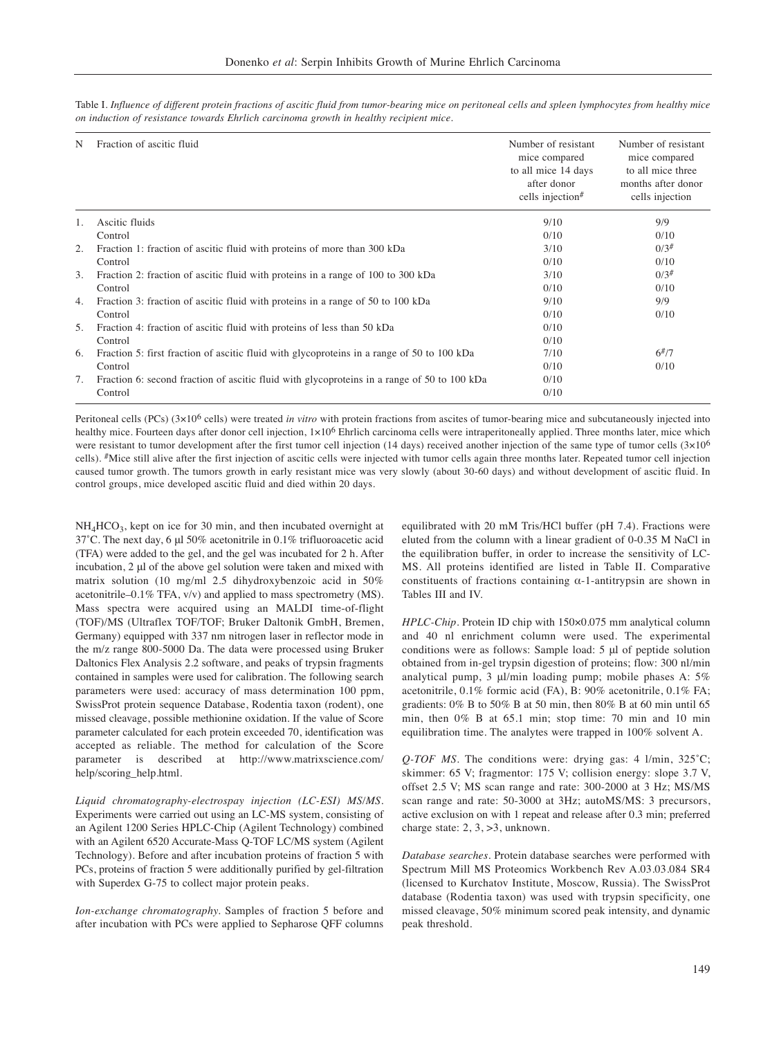Table I. *Influence of different protein fractions of ascitic fluid from tumor-bearing mice on peritoneal cells and spleen lymphocytes from healthy mice on induction of resistance towards Ehrlich carcinoma growth in healthy recipient mice.*

| N | Fraction of ascitic fluid | Number of resistant mice compared to all mice 14 days after donor cells injection[#] | Number of resistant mice compared to all mice three months after donor cells injection |
|---|---|---|---|
| 1. | Ascitic fluids | 9/10 | 9/9 |
| | Control | 0/10 | 0/10 |
| 2. | Fraction 1: fraction of ascitic fluid with proteins of more than 300 kDa | 3/10 | 0/3[#] |
| | Control | 0/10 | 0/10 |
| 3. | Fraction 2: fraction of ascitic fluid with proteins in a range of 100 to 300 kDa | 3/10 | 0/3[#] |
| | Control | 0/10 | 0/10 |
| 4. | Fraction 3: fraction of ascitic fluid with proteins in a range of 50 to 100 kDa | 9/10 | 9/9 |
| | Control | 0/10 | 0/10 |
| 5. | Fraction 4: fraction of ascitic fluid with proteins of less than 50 kDa | 0/10 | |
| | Control | 0/10 | |
| 6. | Fraction 5: first fraction of ascitic fluid with glycoproteins in a range of 50 to 100 kDa | 7/10 | 6[#]/7 |
| | Control | 0/10 | 0/10 |
| 7. | Fraction 6: second fraction of ascitic fluid with glycoproteins in a range of 50 to 100 kDa | 0/10 | |
| | Control | 0/10 | |

Peritoneal cells (PCs) ($3\times10^6$ cells) were treated *in vitro* with protein fractions from ascites of tumor-bearing mice and subcutaneously injected into healthy mice. Fourteen days after donor cell injection, $1\times10^6$ Ehrlich carcinoma cells were intraperitoneally applied. Three months later, mice which were resistant to tumor development after the first tumor cell injection (14 days) received another injection of the same type of tumor cells ($3\times10^6$ cells). [#]Mice still alive after the first injection of ascitic cells were injected with tumor cells again three months later. Repeated tumor cell injection caused tumor growth. The tumors growth in early resistant mice was very slowly (about 30-60 days) and without development of ascitic fluid. In control groups, mice developed ascitic fluid and died within 20 days.

$NH_4HCO_3$, kept on ice for 30 min, and then incubated overnight at 37˚C. The next day, 6 µl 50% acetonitrile in 0.1% trifluoroacetic acid (TFA) were added to the gel, and the gel was incubated for 2 h. After incubation, 2 µl of the above gel solution were taken and mixed with matrix solution (10 mg/ml 2.5 dihydroxybenzoic acid in 50% acetonitrile–0.1% TFA, v/v) and applied to mass spectrometry (MS). Mass spectra were acquired using an MALDI time-of-flight (TOF)/MS (Ultraflex TOF/TOF; Bruker Daltonik GmbH, Bremen, Germany) equipped with 337 nm nitrogen laser in reflector mode in the m/z range 800-5000 Da. The data were processed using Bruker Daltonics Flex Analysis 2.2 software, and peaks of trypsin fragments contained in samples were used for calibration. The following search parameters were used: accuracy of mass determination 100 ppm, SwissProt protein sequence Database, Rodentia taxon (rodent), one missed cleavage, possible methionine oxidation. If the value of Score parameter calculated for each protein exceeded 70, identification was accepted as reliable. The method for calculation of the Score parameter is described at http://www.matrixscience.com/help/scoring_help.html.

*Liquid chromatography-electrospay injection (LC-ESI) MS/MS.* Experiments were carried out using an LC-MS system, consisting of an Agilent 1200 Series HPLC-Chip (Agilent Technology) combined with an Agilent 6520 Accurate-Mass Q-TOF LC/MS system (Agilent Technology). Before and after incubation proteins of fraction 5 with PCs, proteins of fraction 5 were additionally purified by gel-filtration with Superdex G-75 to collect major protein peaks.

*Ion-exchange chromatography.* Samples of fraction 5 before and after incubation with PCs were applied to Sepharose QFF columns equilibrated with 20 mM Tris/HCl buffer (pH 7.4). Fractions were eluted from the column with a linear gradient of 0-0.35 M NaCl in the equilibration buffer, in order to increase the sensitivity of LC-MS. All proteins identified are listed in Table II. Comparative constituents of fractions containing $\alpha$-1-antitrypsin are shown in Tables III and IV.

*HPLC-Chip.* Protein ID chip with 150×0.075 mm analytical column and 40 nl enrichment column were used. The experimental conditions were as follows: Sample load: 5 µl of peptide solution obtained from in-gel trypsin digestion of proteins; flow: 300 nl/min analytical pump, 3 µl/min loading pump; mobile phases A: 5% acetonitrile, 0.1% formic acid (FA), B: 90% acetonitrile, 0.1% FA; gradients: 0% B to 50% B at 50 min, then 80% B at 60 min until 65 min, then 0% B at 65.1 min; stop time: 70 min and 10 min equilibration time. The analytes were trapped in 100% solvent A.

*Q-TOF MS.* The conditions were: drying gas: 4 l/min, 325˚C; skimmer: 65 V; fragmentor: 175 V; collision energy: slope 3.7 V, offset 2.5 V; MS scan range and rate: 300-2000 at 3 Hz; MS/MS scan range and rate: 50-3000 at 3Hz; autoMS/MS: 3 precursors, active exclusion on with 1 repeat and release after 0.3 min; preferred charge state: 2, 3, >3, unknown.

*Database searches.* Protein database searches were performed with Spectrum Mill MS Proteomics Workbench Rev A.03.03.084 SR4 (licensed to Kurchatov Institute, Moscow, Russia). The SwissProt database (Rodentia taxon) was used with trypsin specificity, one missed cleavage, 50% minimum scored peak intensity, and dynamic peak threshold.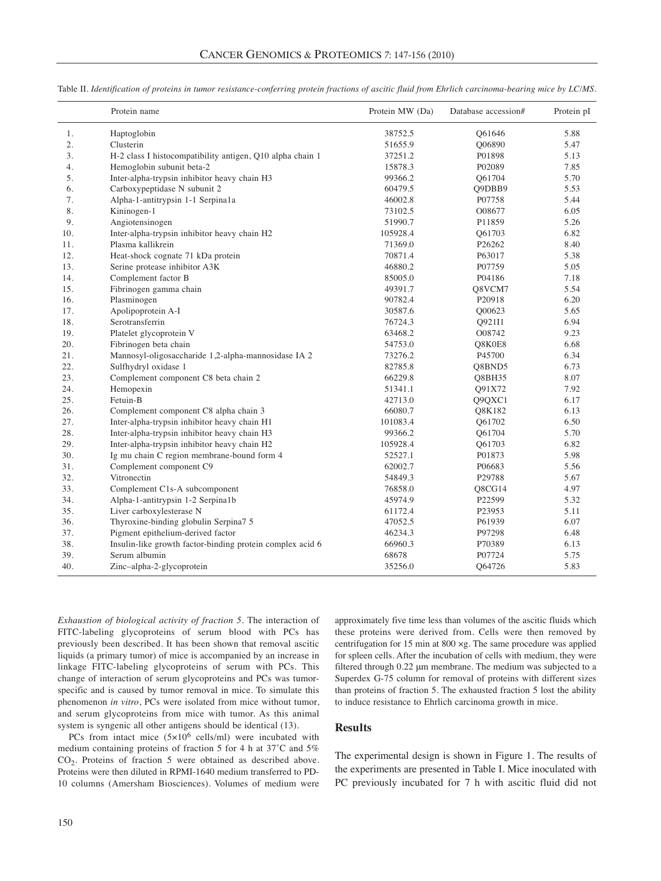Table II. *Identification of proteins in tumor resistance-conferring protein fractions of ascitic fluid from Ehrlich carcinoma-bearing mice by LC/MS.*

| | Protein name | Protein MW (Da) | Database accession# | Protein pI |
|---|---|---|---|---|
| 1. | Haptoglobin | 38752.5 | Q61646 | 5.88 |
| 2. | Clusterin | 51655.9 | Q06890 | 5.47 |
| 3. | H-2 class I histocompatibility antigen, Q10 alpha chain 1 | 37251.2 | P01898 | 5.13 |
| 4. | Hemoglobin subunit beta-2 | 15878.3 | P02089 | 7.85 |
| 5. | Inter-alpha-trypsin inhibitor heavy chain H3 | 99366.2 | Q61704 | 5.70 |
| 6. | Carboxypeptidase N subunit 2 | 60479.5 | Q9DBB9 | 5.53 |
| 7. | Alpha-1-antitrypsin 1-1 Serpina1a | 46002.8 | P07758 | 5.44 |
| 8. | Kininogen-1 | 73102.5 | O08677 | 6.05 |
| 9. | Angiotensinogen | 51990.7 | P11859 | 5.26 |
| 10. | Inter-alpha-trypsin inhibitor heavy chain H2 | 105928.4 | Q61703 | 6.82 |
| 11. | Plasma kallikrein | 71369.0 | P26262 | 8.40 |
| 12. | Heat-shock cognate 71 kDa protein | 70871.4 | P63017 | 5.38 |
| 13. | Serine protease inhibitor A3K | 46880.2 | P07759 | 5.05 |
| 14. | Complement factor B | 85005.0 | P04186 | 7.18 |
| 15. | Fibrinogen gamma chain | 49391.7 | Q8VCM7 | 5.54 |
| 16. | Plasminogen | 90782.4 | P20918 | 6.20 |
| 17. | Apolipoprotein A-I | 30587.6 | Q00623 | 5.65 |
| 18. | Serotransferrin | 76724.3 | Q921I1 | 6.94 |
| 19. | Platelet glycoprotein V | 63468.2 | O08742 | 9.23 |
| 20. | Fibrinogen beta chain | 54753.0 | Q8K0E8 | 6.68 |
| 21. | Mannosyl-oligosaccharide 1,2-alpha-mannosidase IA 2 | 73276.2 | P45700 | 6.34 |
| 22. | Sulfhydryl oxidase 1 | 82785.8 | Q8BND5 | 6.73 |
| 23. | Complement component C8 beta chain 2 | 66229.8 | Q8BH35 | 8.07 |
| 24. | Hemopexin | 51341.1 | Q91X72 | 7.92 |
| 25. | Fetuin-B | 42713.0 | Q9QXC1 | 6.17 |
| 26. | Complement component C8 alpha chain 3 | 66080.7 | Q8K182 | 6.13 |
| 27. | Inter-alpha-trypsin inhibitor heavy chain H1 | 101083.4 | Q61702 | 6.50 |
| 28. | Inter-alpha-trypsin inhibitor heavy chain H3 | 99366.2 | Q61704 | 5.70 |
| 29. | Inter-alpha-trypsin inhibitor heavy chain H2 | 105928.4 | Q61703 | 6.82 |
| 30. | Ig mu chain C region membrane-bound form 4 | 52527.1 | P01873 | 5.98 |
| 31. | Complement component C9 | 62002.7 | P06683 | 5.56 |
| 32. | Vitronectin | 54849.3 | P29788 | 5.67 |
| 33. | Complement C1s-A subcomponent | 76858.0 | Q8CG14 | 4.97 |
| 34. | Alpha-1-antitrypsin 1-2 Serpina1b | 45974.9 | P22599 | 5.32 |
| 35. | Liver carboxylesterase N | 61172.4 | P23953 | 5.11 |
| 36. | Thyroxine-binding globulin Serpina7 5 | 47052.5 | P61939 | 6.07 |
| 37. | Pigment epithelium-derived factor | 46234.3 | P97298 | 6.48 |
| 38. | Insulin-like growth factor-binding protein complex acid 6 | 66960.3 | P70389 | 6.13 |
| 39. | Serum albumin | 68678 | P07724 | 5.75 |
| 40. | Zinc–alpha-2-glycoprotein | 35256.0 | Q64726 | 5.83 |

*Exhaustion of biological activity of fraction 5.* The interaction of FITC-labeling glycoproteins of serum blood with PCs has previously been described. It has been shown that removal ascitic liquids (a primary tumor) of mice is accompanied by an increase in linkage FITC-labeling glycoproteins of serum with PCs. This change of interaction of serum glycoproteins and PCs was tumor-specific and is caused by tumor removal in mice. To simulate this phenomenon *in vitro*, PCs were isolated from mice without tumor, and serum glycoproteins from mice with tumor. As this animal system is syngenic all other antigens should be identical (13).

PCs from intact mice ($5\times10^6$ cells/ml) were incubated with medium containing proteins of fraction 5 for 4 h at 37˚C and 5% $CO_2$. Proteins of fraction 5 were obtained as described above. Proteins were then diluted in RPMI-1640 medium transferred to PD-10 columns (Amersham Biosciences). Volumes of medium were approximately five time less than volumes of the ascitic fluids which these proteins were derived from. Cells were then removed by centrifugation for 15 min at 800 ×g. The same procedure was applied for spleen cells. After the incubation of cells with medium, they were filtered through 0.22 μm membrane. The medium was subjected to a Superdex G-75 column for removal of proteins with different sizes than proteins of fraction 5. The exhausted fraction 5 lost the ability to induce resistance to Ehrlich carcinoma growth in mice.

## Results

The experimental design is shown in Figure 1. The results of the experiments are presented in Table I. Mice inoculated with PC previously incubated for 7 h with ascitic fluid did not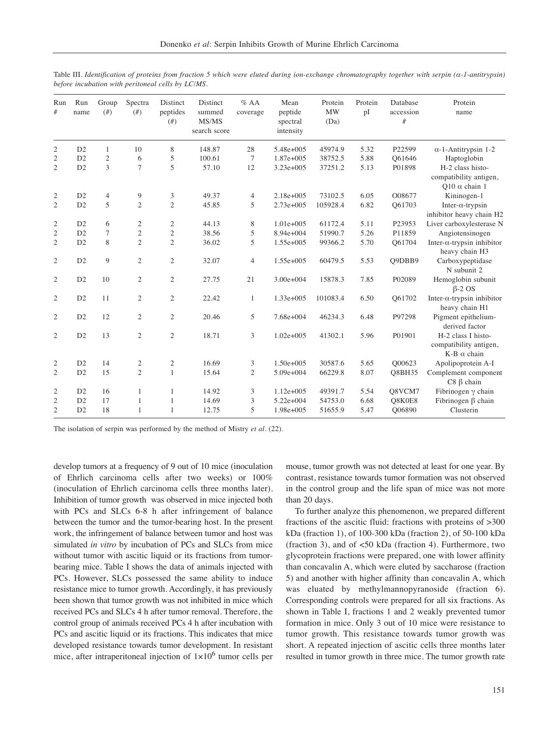Table III. *Identification of proteins from fraction 5 which were eluted during ion-exchange chromatography together with serpin (α-1-antitrypsin) before incubation with peritoneal cells by LC/MS.*

| Run # | Run name | Group (#) | Spectra (#) | Distinct peptides (#) | Distinct summed MS/MS search score | % AA coverage | Mean peptide spectral intensity | Protein MW (Da) | Protein pI | Database accession # | Protein name |
|---|---|---|---|---|---|---|---|---|---|---|---|
| 2 | D2 | 1 | 10 | 8 | 148.87 | 28 | 5.48e+005 | 45974.9 | 5.32 | P22599 | α-1-Antitrypsin 1-2 |
| 2 | D2 | 2 | 6 | 5 | 100.61 | 7 | 1.87e+005 | 38752.5 | 5.88 | Q61646 | Haptoglobin |
| 2 | D2 | 3 | 7 | 5 | 57.10 | 12 | 3.23e+005 | 37251.2 | 5.13 | P01898 | H-2 class histo-compatibility antigen, Q10 α chain 1 |
| 2 | D2 | 4 | 9 | 3 | 49.37 | 4 | 2.18e+005 | 73102.5 | 6.05 | O08677 | Kininogen-1 |
| 2 | D2 | 5 | 2 | 2 | 45.85 | 5 | 2.73e+005 | 105928.4 | 6.82 | Q61703 | Inter-α-trypsin inhibitor heavy chain H2 |
| 2 | D2 | 6 | 2 | 2 | 44.13 | 8 | 1.01e+005 | 61172.4 | 5.11 | P23953 | Liver carboxylesterase N |
| 2 | D2 | 7 | 2 | 2 | 38.56 | 5 | 8.94e+004 | 51990.7 | 5.26 | P11859 | Angiotensinogen |
| 2 | D2 | 8 | 2 | 2 | 36.02 | 5 | 1.55e+005 | 99366.2 | 5.70 | Q61704 | Inter-α-trypsin inhibitor heavy chain H3 |
| 2 | D2 | 9 | 2 | 2 | 32.07 | 4 | 1.55e+005 | 60479.5 | 5.53 | Q9DBB9 | Carboxypeptidase N subunit 2 |
| 2 | D2 | 10 | 2 | 2 | 27.75 | 21 | 3.00e+004 | 15878.3 | 7.85 | P02089 | Hemoglobin subunit β-2 OS |
| 2 | D2 | 11 | 2 | 2 | 22.42 | 1 | 1.33e+005 | 101083.4 | 6.50 | Q61702 | Inter-α-trypsin inhibitor heavy chain H1 |
| 2 | D2 | 12 | 2 | 2 | 20.46 | 5 | 7.68e+004 | 46234.3 | 6.48 | P97298 | Pigment epithelium-derived factor |
| 2 | D2 | 13 | 2 | 2 | 18.71 | 3 | 1.02e+005 | 41302.1 | 5.96 | P01901 | H-2 class I histo-compatibility antigen, K-B α chain |
| 2 | D2 | 14 | 2 | 2 | 16.69 | 3 | 1.50e+005 | 30587.6 | 5.65 | Q00623 | Apolipoprotein A-I |
| 2 | D2 | 15 | 2 | 1 | 15.64 | 2 | 5.09e+004 | 66229.8 | 8.07 | Q8BH35 | Complement component C8 β chain |
| 2 | D2 | 16 | 1 | 1 | 14.92 | 3 | 1.12e+005 | 49391.7 | 5.54 | Q8VCM7 | Fibrinogen γ chain |
| 2 | D2 | 17 | 1 | 1 | 14.69 | 3 | 5.22e+004 | 54753.0 | 6.68 | Q8K0E8 | Fibrinogen β chain |
| 2 | D2 | 18 | 1 | 1 | 12.75 | 5 | 1.98e+005 | 51655.9 | 5.47 | Q06890 | Clusterin |

The isolation of serpin was performed by the method of Mistry *et al*. (22).

develop tumors at a frequency of 9 out of 10 mice (inoculation of Ehrlich carcinoma cells after two weeks) or 100% (inoculation of Ehrlich carcinoma cells three months later). Inhibition of tumor growth was observed in mice injected both with PCs and SLCs 6-8 h after infringement of balance between the tumor and the tumor-bearing host. In the present work, the infringement of balance between tumor and host was simulated *in vitro* by incubation of PCs and SLCs from mice without tumor with ascitic liquid or its fractions from tumor-bearing mice. Table I shows the data of animals injected with PCs. However, SLCs possessed the same ability to induce resistance mice to tumor growth. Accordingly, it has previously been shown that tumor growth was not inhibited in mice which received PCs and SLCs 4 h after tumor removal. Therefore, the control group of animals received PCs 4 h after incubation with PCs and ascitic liquid or its fractions. This indicates that mice developed resistance towards tumor development. In resistant mice, after intraperitoneal injection of $1 \times 10^6$ tumor cells per mouse, tumor growth was not detected at least for one year. By contrast, resistance towards tumor formation was not observed in the control group and the life span of mice was not more than 20 days.

To further analyze this phenomenon, we prepared different fractions of the ascitic fluid: fractions with proteins of >300 kDa (fraction 1), of 100-300 kDa (fraction 2), of 50-100 kDa (fraction 3), and of <50 kDa (fraction 4). Furthermore, two glycoprotein fractions were prepared, one with lower affinity than concavalin A, which were eluted by saccharose (fraction 5) and another with higher affinity than concavalin A, which was eluated by methylmannopyranoside (fraction 6). Corresponding controls were prepared for all six fractions. As shown in Table I, fractions 1 and 2 weakly prevented tumor formation in mice. Only 3 out of 10 mice were resistance to tumor growth. This resistance towards tumor growth was short. A repeated injection of ascitic cells three months later resulted in tumor growth in three mice. The tumor growth rate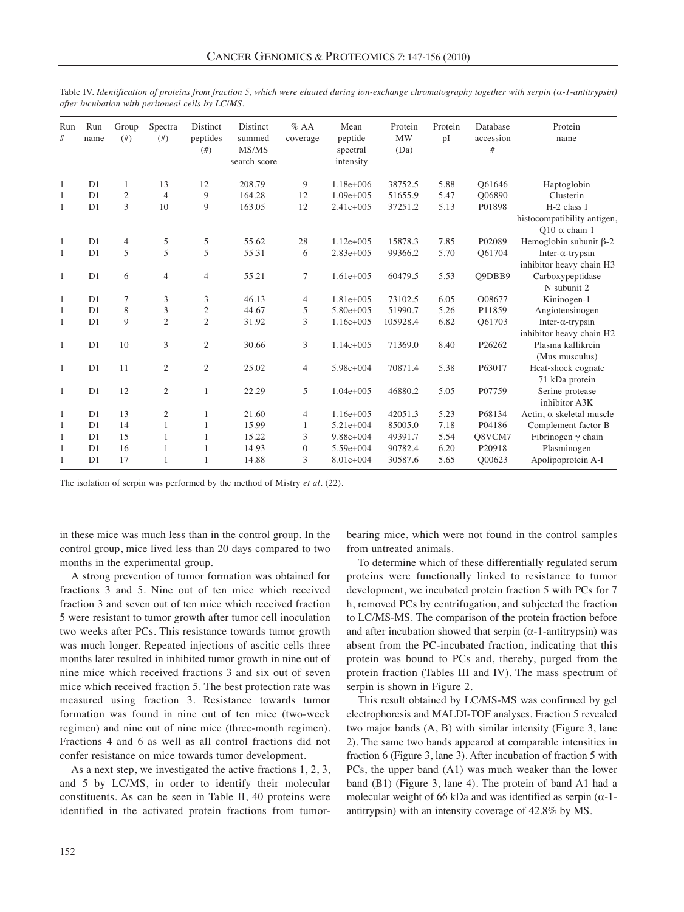Table IV. *Identification of proteins from fraction 5, which were eluated during ion-exchange chromatography together with serpin (α-1-antitrypsin) after incubation with peritoneal cells by LC/MS.*

| Run # | Run name | Group (#) | Spectra (#) | Distinct peptides (#) | Distinct summed MS/MS search score | % AA coverage | Mean peptide spectral intensity | Protein MW (Da) | Protein pI | Database accession # | Protein name |
|---|---|---|---|---|---|---|---|---|---|---|---|
| 1 | D1 | 1 | 13 | 12 | 208.79 | 9 | 1.18e+006 | 38752.5 | 5.88 | Q61646 | Haptoglobin |
| 1 | D1 | 2 | 4 | 9 | 164.28 | 12 | 1.09e+005 | 51655.9 | 5.47 | Q06890 | Clusterin |
| 1 | D1 | 3 | 10 | 9 | 163.05 | 12 | 2.41e+005 | 37251.2 | 5.13 | P01898 | H-2 class I histocompatibility antigen, Q10 α chain 1 |
| 1 | D1 | 4 | 5 | 5 | 55.62 | 28 | 1.12e+005 | 15878.3 | 7.85 | P02089 | Hemoglobin subunit β-2 |
| 1 | D1 | 5 | 5 | 5 | 55.31 | 6 | 2.83e+005 | 99366.2 | 5.70 | Q61704 | Inter-α-trypsin inhibitor heavy chain H3 |
| 1 | D1 | 6 | 4 | 4 | 55.21 | 7 | 1.61e+005 | 60479.5 | 5.53 | Q9DBB9 | Carboxypeptidase N subunit 2 |
| 1 | D1 | 7 | 3 | 3 | 46.13 | 4 | 1.81e+005 | 73102.5 | 6.05 | O08677 | Kininogen-1 |
| 1 | D1 | 8 | 3 | 2 | 44.67 | 5 | 5.80e+005 | 51990.7 | 5.26 | P11859 | Angiotensinogen |
| 1 | D1 | 9 | 2 | 2 | 31.92 | 3 | 1.16e+005 | 105928.4 | 6.82 | Q61703 | Inter-α-trypsin inhibitor heavy chain H2 |
| 1 | D1 | 10 | 3 | 2 | 30.66 | 3 | 1.14e+005 | 71369.0 | 8.40 | P26262 | Plasma kallikrein (Mus musculus) |
| 1 | D1 | 11 | 2 | 2 | 25.02 | 4 | 5.98e+004 | 70871.4 | 5.38 | P63017 | Heat-shock cognate 71 kDa protein |
| 1 | D1 | 12 | 2 | 1 | 22.29 | 5 | 1.04e+005 | 46880.2 | 5.05 | P07759 | Serine protease inhibitor A3K |
| 1 | D1 | 13 | 2 | 1 | 21.60 | 4 | 1.16e+005 | 42051.3 | 5.23 | P68134 | Actin, α skeletal muscle |
| 1 | D1 | 14 | 1 | 1 | 15.99 | 1 | 5.21e+004 | 85005.0 | 7.18 | P04186 | Complement factor B |
| 1 | D1 | 15 | 1 | 1 | 15.22 | 3 | 9.88e+004 | 49391.7 | 5.54 | Q8VCM7 | Fibrinogen γ chain |
| 1 | D1 | 16 | 1 | 1 | 14.93 | 0 | 5.59e+004 | 90782.4 | 6.20 | P20918 | Plasminogen |
| 1 | D1 | 17 | 1 | 1 | 14.88 | 3 | 8.01e+004 | 30587.6 | 5.65 | Q00623 | Apolipoprotein A-I |

The isolation of serpin was performed by the method of Mistry *et al*. (22).

in these mice was much less than in the control group. In the control group, mice lived less than 20 days compared to two months in the experimental group.

A strong prevention of tumor formation was obtained for fractions 3 and 5. Nine out of ten mice which received fraction 3 and seven out of ten mice which received fraction 5 were resistant to tumor growth after tumor cell inoculation two weeks after PCs. This resistance towards tumor growth was much longer. Repeated injections of ascitic cells three months later resulted in inhibited tumor growth in nine out of nine mice which received fractions 3 and six out of seven mice which received fraction 5. The best protection rate was measured using fraction 3. Resistance towards tumor formation was found in nine out of ten mice (two-week regimen) and nine out of nine mice (three-month regimen). Fractions 4 and 6 as well as all control fractions did not confer resistance on mice towards tumor development.

As a next step, we investigated the active fractions 1, 2, 3, and 5 by LC/MS, in order to identify their molecular constituents. As can be seen in Table II, 40 proteins were identified in the activated protein fractions from tumor-bearing mice, which were not found in the control samples from untreated animals.

To determine which of these differentially regulated serum proteins were functionally linked to resistance to tumor development, we incubated protein fraction 5 with PCs for 7 h, removed PCs by centrifugation, and subjected the fraction to LC/MS-MS. The comparison of the protein fraction before and after incubation showed that serpin (α-1-antitrypsin) was absent from the PC-incubated fraction, indicating that this protein was bound to PCs and, thereby, purged from the protein fraction (Tables III and IV). The mass spectrum of serpin is shown in Figure 2.

This result obtained by LC/MS-MS was confirmed by gel electrophoresis and MALDI-TOF analyses. Fraction 5 revealed two major bands (A, B) with similar intensity (Figure 3, lane 2). The same two bands appeared at comparable intensities in fraction 6 (Figure 3, lane 3). After incubation of fraction 5 with PCs, the upper band (A1) was much weaker than the lower band (B1) (Figure 3, lane 4). The protein of band A1 had a molecular weight of 66 kDa and was identified as serpin (α-1-antitrypsin) with an intensity coverage of 42.8% by MS.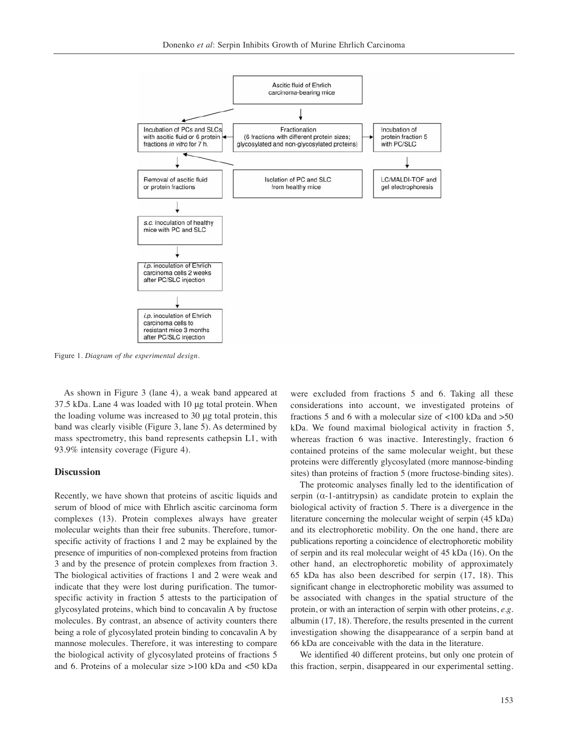Figure 1. *Diagram of the experimental design.*

As shown in Figure 3 (lane 4), a weak band appeared at 37.5 kDa. Lane 4 was loaded with 10 μg total protein. When the loading volume was increased to 30 μg total protein, this band was clearly visible (Figure 3, lane 5). As determined by mass spectrometry, this band represents cathepsin L1, with 93.9% intensity coverage (Figure 4).

## Discussion

Recently, we have shown that proteins of ascitic liquids and serum of blood of mice with Ehrlich ascitic carcinoma form complexes (13). Protein complexes always have greater molecular weights than their free subunits. Therefore, tumor-specific activity of fractions 1 and 2 may be explained by the presence of impurities of non-complexed proteins from fraction 3 and by the presence of protein complexes from fraction 3. The biological activities of fractions 1 and 2 were weak and indicate that they were lost during purification. The tumor-specific activity in fraction 5 attests to the participation of glycosylated proteins, which bind to concavalin A by fructose molecules. By contrast, an absence of activity counters there being a role of glycosylated protein binding to concavalin A by mannose molecules. Therefore, it was interesting to compare the biological activity of glycosylated proteins of fractions 5 and 6. Proteins of a molecular size >100 kDa and <50 kDa were excluded from fractions 5 and 6. Taking all these considerations into account, we investigated proteins of fractions 5 and 6 with a molecular size of <100 kDa and >50 kDa. We found maximal biological activity in fraction 5, whereas fraction 6 was inactive. Interestingly, fraction 6 contained proteins of the same molecular weight, but these proteins were differently glycosylated (more mannose-binding sites) than proteins of fraction 5 (more fructose-binding sites).

The proteomic analyses finally led to the identification of serpin (α-1-antitrypsin) as candidate protein to explain the biological activity of fraction 5. There is a divergence in the literature concerning the molecular weight of serpin (45 kDa) and its electrophoretic mobility. On the one hand, there are publications reporting a coincidence of electrophoretic mobility of serpin and its real molecular weight of 45 kDa (16). On the other hand, an electrophoretic mobility of approximately 65 kDa has also been described for serpin (17, 18). This significant change in electrophoretic mobility was assumed to be associated with changes in the spatial structure of the protein, or with an interaction of serpin with other proteins, *e.g.* albumin (17, 18). Therefore, the results presented in the current investigation showing the disappearance of a serpin band at 66 kDa are conceivable with the data in the literature.

We identified 40 different proteins, but only one protein of this fraction, serpin, disappeared in our experimental setting.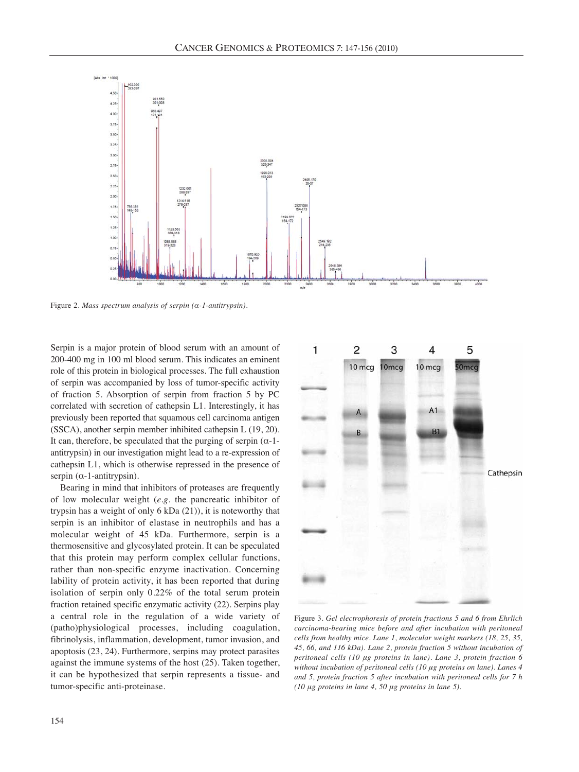Figure 2. *Mass spectrum analysis of serpin (α-1-antitrypsin).*

Serpin is a major protein of blood serum with an amount of 200-400 mg in 100 ml blood serum. This indicates an eminent role of this protein in biological processes. The full exhaustion of serpin was accompanied by loss of tumor-specific activity of fraction 5. Absorption of serpin from fraction 5 by PC correlated with secretion of cathepsin L1. Interestingly, it has previously been reported that squamous cell carcinoma antigen (SSCA), another serpin member inhibited cathepsin L (19, 20). It can, therefore, be speculated that the purging of serpin (α-1-antitrypsin) in our investigation might lead to a re-expression of cathepsin L1, which is otherwise repressed in the presence of serpin (α-1-antitrypsin).

Bearing in mind that inhibitors of proteases are frequently of low molecular weight (*e.g.* the pancreatic inhibitor of trypsin has a weight of only 6 kDa (21)), it is noteworthy that serpin is an inhibitor of elastase in neutrophils and has a molecular weight of 45 kDa. Furthermore, serpin is a thermosensitive and glycosylated protein. It can be speculated that this protein may perform complex cellular functions, rather than non-specific enzyme inactivation. Concerning lability of protein activity, it has been reported that during isolation of serpin only 0.22% of the total serum protein fraction retained specific enzymatic activity (22). Serpins play a central role in the regulation of a wide variety of (patho)physiological processes, including coagulation, fibrinolysis, inflammation, development, tumor invasion, and apoptosis (23, 24). Furthermore, serpins may protect parasites against the immune systems of the host (25). Taken together, it can be hypothesized that serpin represents a tissue- and tumor-specific anti-proteinase.

Figure 3. *Gel electrophoresis of protein fractions 5 and 6 from Ehrlich carcinoma-bearing mice before and after incubation with peritoneal cells from healthy mice. Lane 1, molecular weight markers (18, 25, 35, 45, 66, and 116 kDa). Lane 2, protein fraction 5 without incubation of peritoneal cells (10 μg proteins in lane). Lane 3, protein fraction 6 without incubation of peritoneal cells (10 μg proteins on lane). Lanes 4 and 5, protein fraction 5 after incubation with peritoneal cells for 7 h (10 μg proteins in lane 4, 50 μg proteins in lane 5).*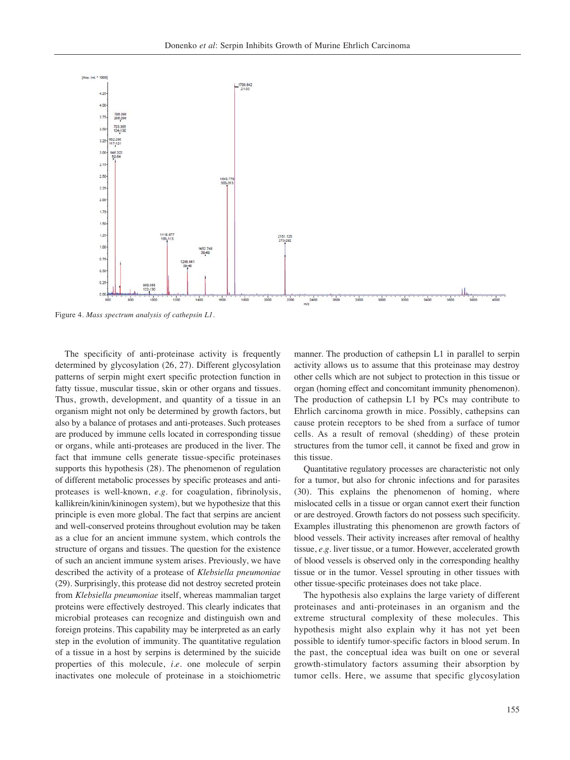Figure 4. *Mass spectrum analysis of cathepsin L1.*

The specificity of anti-proteinase activity is frequently determined by glycosylation (26, 27). Different glycosylation patterns of serpin might exert specific protection function in fatty tissue, muscular tissue, skin or other organs and tissues. Thus, growth, development, and quantity of a tissue in an organism might not only be determined by growth factors, but also by a balance of protases and anti-proteases. Such proteases are produced by immune cells located in corresponding tissue or organs, while anti-proteases are produced in the liver. The fact that immune cells generate tissue-specific proteinases supports this hypothesis (28). The phenomenon of regulation of different metabolic processes by specific proteases and anti-proteases is well-known, *e.g.* for coagulation, fibrinolysis, kallikrein/kinin/kininogen system), but we hypothesize that this principle is even more global. The fact that serpins are ancient and well-conserved proteins throughout evolution may be taken as a clue for an ancient immune system, which controls the structure of organs and tissues. The question for the existence of such an ancient immune system arises. Previously, we have described the activity of a protease of *Klebsiella pneumoniae* (29). Surprisingly, this protease did not destroy secreted protein from *Klebsiella pneumoniae* itself, whereas mammalian target proteins were effectively destroyed. This clearly indicates that microbial proteases can recognize and distinguish own and foreign proteins. This capability may be interpreted as an early step in the evolution of immunity. The quantitative regulation of a tissue in a host by serpins is determined by the suicide properties of this molecule, *i.e.* one molecule of serpin inactivates one molecule of proteinase in a stoichiometric manner. The production of cathepsin L1 in parallel to serpin activity allows us to assume that this proteinase may destroy other cells which are not subject to protection in this tissue or organ (homing effect and concomitant immunity phenomenon). The production of cathepsin L1 by PCs may contribute to Ehrlich carcinoma growth in mice. Possibly, cathepsins can cause protein receptors to be shed from a surface of tumor cells. As a result of removal (shedding) of these protein structures from the tumor cell, it cannot be fixed and grow in this tissue.

Quantitative regulatory processes are characteristic not only for a tumor, but also for chronic infections and for parasites (30). This explains the phenomenon of homing, where mislocated cells in a tissue or organ cannot exert their function or are destroyed. Growth factors do not possess such specificity. Examples illustrating this phenomenon are growth factors of blood vessels. Their activity increases after removal of healthy tissue, *e.g.* liver tissue, or a tumor. However, accelerated growth of blood vessels is observed only in the corresponding healthy tissue or in the tumor. Vessel sprouting in other tissues with other tissue-specific proteinases does not take place.

The hypothesis also explains the large variety of different proteinases and anti-proteinases in an organism and the extreme structural complexity of these molecules. This hypothesis might also explain why it has not yet been possible to identify tumor-specific factors in blood serum. In the past, the conceptual idea was built on one or several growth-stimulatory factors assuming their absorption by tumor cells. Here, we assume that specific glycosylation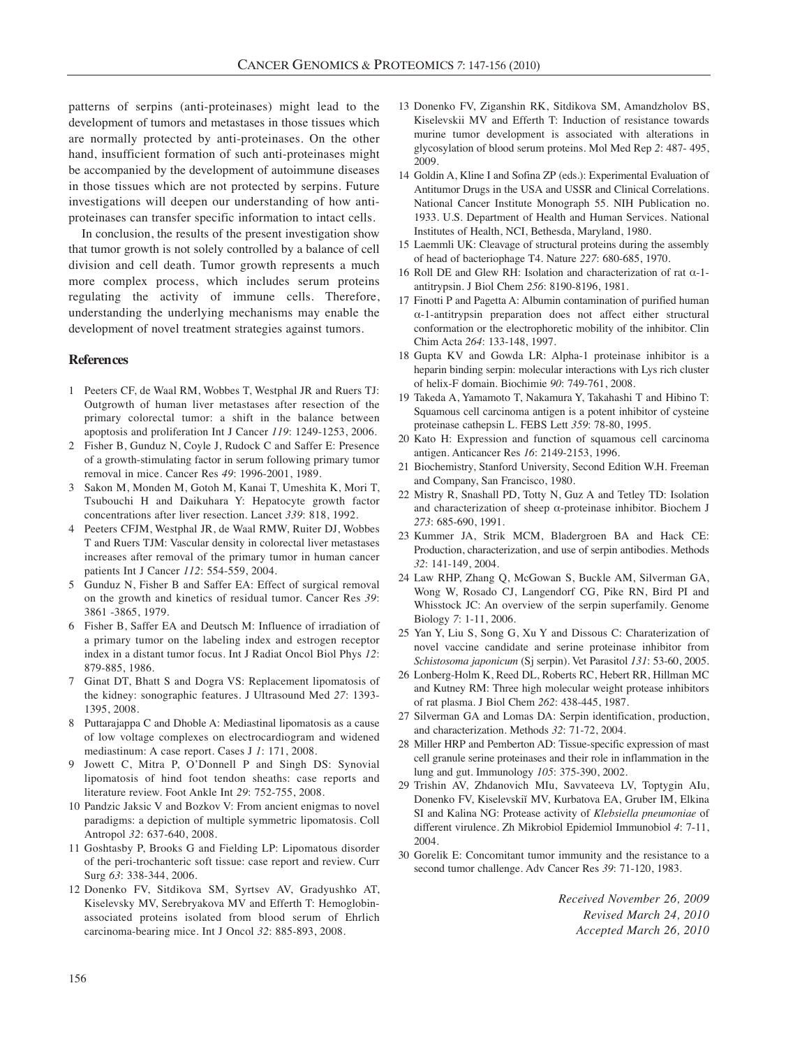patterns of serpins (anti-proteinases) might lead to the development of tumors and metastases in those tissues which are normally protected by anti-proteinases. On the other hand, insufficient formation of such anti-proteinases might be accompanied by the development of autoimmune diseases in those tissues which are not protected by serpins. Future investigations will deepen our understanding of how anti-proteinases can transfer specific information to intact cells.

In conclusion, the results of the present investigation show that tumor growth is not solely controlled by a balance of cell division and cell death. Tumor growth represents a much more complex process, which includes serum proteins regulating the activity of immune cells. Therefore, understanding the underlying mechanisms may enable the development of novel treatment strategies against tumors.

## References

1. Peeters CF, de Waal RM, Wobbes T, Westphal JR and Ruers TJ: Outgrowth of human liver metastases after resection of the primary colorectal tumor: a shift in the balance between apoptosis and proliferation Int J Cancer *119*: 1249-1253, 2006.
2. Fisher B, Gunduz N, Coyle J, Rudock C and Saffer E: Presence of a growth-stimulating factor in serum following primary tumor removal in mice. Cancer Res *49*: 1996-2001, 1989.
3. Sakon M, Monden M, Gotoh M, Kanai T, Umeshita K, Mori T, Tsubouchi H and Daikuhara Y: Hepatocyte growth factor concentrations after liver resection. Lancet *339*: 818, 1992.
4. Peeters CFJM, Westphal JR, de Waal RMW, Ruiter DJ, Wobbes T and Ruers TJM: Vascular density in colorectal liver metastases increases after removal of the primary tumor in human cancer patients Int J Cancer *112*: 554-559, 2004.
5. Gunduz N, Fisher B and Saffer EA: Effect of surgical removal on the growth and kinetics of residual tumor. Cancer Res *39*: 3861 -3865, 1979.
6. Fisher B, Saffer EA and Deutsch M: Influence of irradiation of a primary tumor on the labeling index and estrogen receptor index in a distant tumor focus. Int J Radiat Oncol Biol Phys *12*: 879-885, 1986.
7. Ginat DT, Bhatt S and Dogra VS: Replacement lipomatosis of the kidney: sonographic features. J Ultrasound Med *27*: 1393-1395, 2008.
8. Puttarajappa C and Dhoble A: Mediastinal lipomatosis as a cause of low voltage complexes on electrocardiogram and widened mediastinum: A case report. Cases J *1*: 171, 2008.
9. Jowett C, Mitra P, O'Donnell P and Singh DS: Synovial lipomatosis of hind foot tendon sheaths: case reports and literature review. Foot Ankle Int *29*: 752-755, 2008.
10. Pandzic Jaksic V and Bozkov V: From ancient enigmas to novel paradigms: a depiction of multiple symmetric lipomatosis. Coll Antropol *32*: 637-640, 2008.
11. Goshtasby P, Brooks G and Fielding LP: Lipomatous disorder of the peri-trochanteric soft tissue: case report and review. Curr Surg *63*: 338-344, 2006.
12. Donenko FV, Sitdikova SM, Syrtsev AV, Gradyushko AT, Kiselevsky MV, Serebryakova MV and Efferth T: Hemoglobin-associated proteins isolated from blood serum of Ehrlich carcinoma-bearing mice. Int J Oncol *32*: 885-893, 2008.
13. Donenko FV, Ziganshin RK, Sitdikova SM, Amandzholov BS, Kiselevskii MV and Efferth T: Induction of resistance towards murine tumor development is associated with alterations in glycosylation of blood serum proteins. Mol Med Rep *2*: 487- 495, 2009.
14. Goldin A, Kline I and Sofina ZP (eds.): Experimental Evaluation of Antitumor Drugs in the USA and USSR and Clinical Correlations. National Cancer Institute Monograph 55. NIH Publication no. 1933. U.S. Department of Health and Human Services. National Institutes of Health, NCI, Bethesda, Maryland, 1980.
15. Laemmli UK: Cleavage of structural proteins during the assembly of head of bacteriophage T4. Nature *227*: 680-685, 1970.
16. Roll DE and Glew RH: Isolation and characterization of rat α-1-antitrypsin. J Biol Chem *256*: 8190-8196, 1981.
17. Finotti P and Pagetta A: Albumin contamination of purified human α-1-antitrypsin preparation does not affect either structural conformation or the electrophoretic mobility of the inhibitor. Clin Chim Acta *264*: 133-148, 1997.
18. Gupta KV and Gowda LR: Alpha-1 proteinase inhibitor is a heparin binding serpin: molecular interactions with Lys rich cluster of helix-F domain. Biochimie *90*: 749-761, 2008.
19. Takeda A, Yamamoto T, Nakamura Y, Takahashi T and Hibino T: Squamous cell carcinoma antigen is a potent inhibitor of cysteine proteinase cathepsin L. FEBS Lett *359*: 78-80, 1995.
20. Kato H: Expression and function of squamous cell carcinoma antigen. Anticancer Res *16*: 2149-2153, 1996.
21. Biochemistry, Stanford University, Second Edition W.H. Freeman and Company, San Francisco, 1980.
22. Mistry R, Snashall PD, Totty N, Guz A and Tetley TD: Isolation and characterization of sheep α-proteinase inhibitor. Biochem J *273*: 685-690, 1991.
23. Kummer JA, Strik MCM, Bladergroen BA and Hack CE: Production, characterization, and use of serpin antibodies. Methods *32*: 141-149, 2004.
24. Law RHP, Zhang Q, McGowan S, Buckle AM, Silverman GA, Wong W, Rosado CJ, Langendorf CG, Pike RN, Bird PI and Whisstock JC: An overview of the serpin superfamily. Genome Biology *7*: 1-11, 2006.
25. Yan Y, Liu S, Song G, Xu Y and Dissous C: Charaterization of novel vaccine candidate and serine proteinase inhibitor from *Schistosoma japonicum* (Sj serpin). Vet Parasitol *131*: 53-60, 2005.
26. Lonberg-Holm K, Reed DL, Roberts RC, Hebert RR, Hillman MC and Kutney RM: Three high molecular weight protease inhibitors of rat plasma. J Biol Chem *262*: 438-445, 1987.
27. Silverman GA and Lomas DA: Serpin identification, production, and characterization. Methods *32*: 71-72, 2004.
28. Miller HRP and Pemberton AD: Tissue-specific expression of mast cell granule serine proteinases and their role in inflammation in the lung and gut. Immunology *105*: 375-390, 2002.
29. Trishin AV, Zhdanovich MIu, Savvateeva LV, Toptygin AIu, Donenko FV, Kiselevskiĭ MV, Kurbatova EA, Gruber IM, Elkina SI and Kalina NG: Protease activity of *Klebsiella pneumoniae* of different virulence. Zh Mikrobiol Epidemiol Immunobiol *4*: 7-11, 2004.
30. Gorelik E: Concomitant tumor immunity and the resistance to a second tumor challenge. Adv Cancer Res *39*: 71-120, 1983.

*Received November 26, 2009*
*Revised March 24, 2010*
*Accepted March 26, 2010*